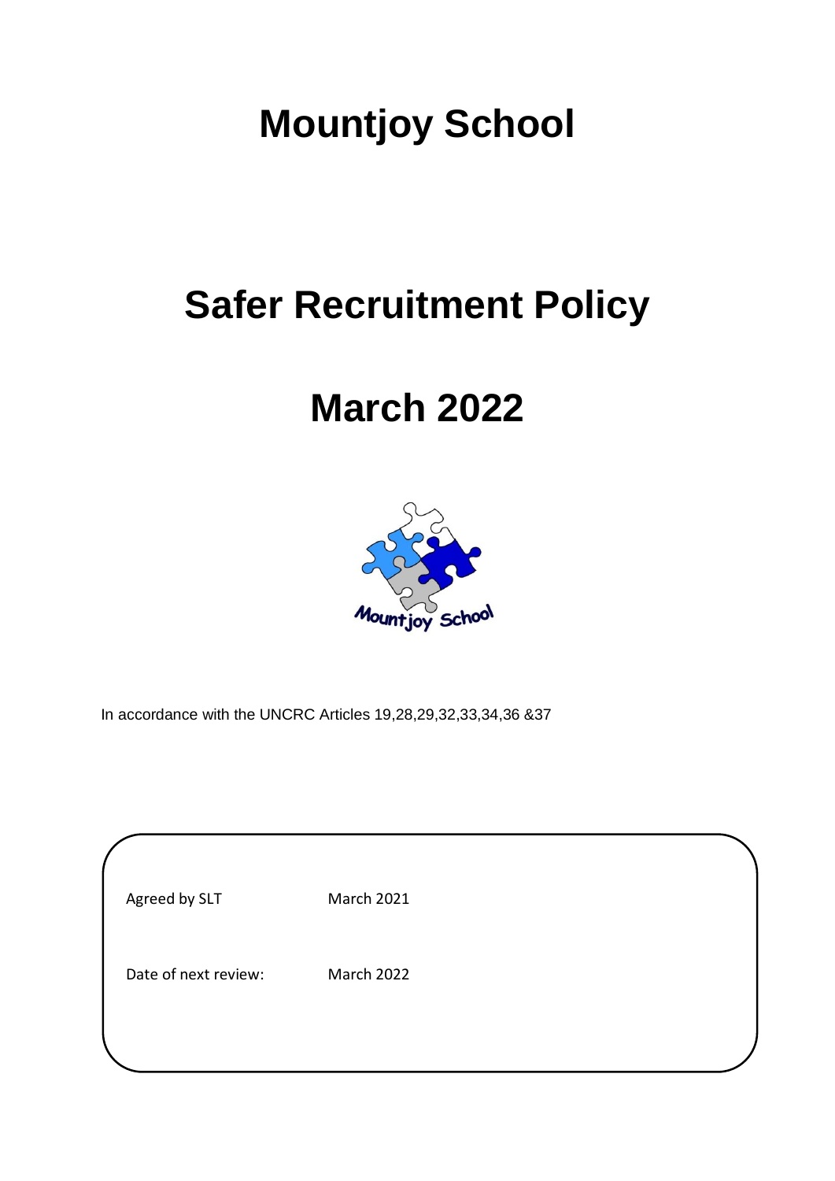# Mountjoy School

# Safer Recruitment Policy

# March 2022

In accordance with the UNCRC Articles 19,28,29,32,33,34,36 &37

| | |
|---|---|
| Agreed by SLT | March 2021 |
| Date of next review: | March 2022 |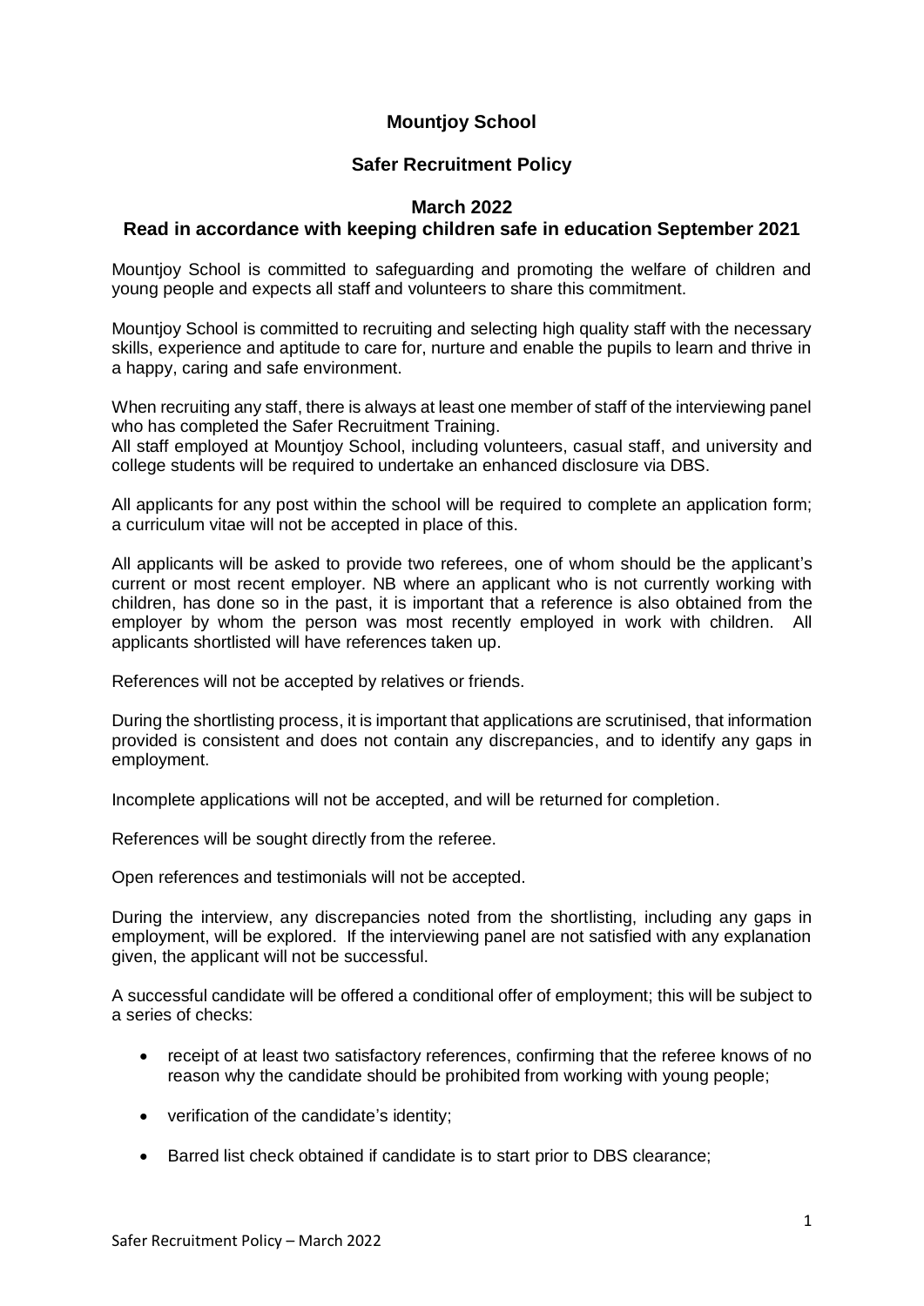# Mountjoy School

## Safer Recruitment Policy

### March 2022

### Read in accordance with keeping children safe in education September 2021

Mountjoy School is committed to safeguarding and promoting the welfare of children and young people and expects all staff and volunteers to share this commitment.

Mountjoy School is committed to recruiting and selecting high quality staff with the necessary skills, experience and aptitude to care for, nurture and enable the pupils to learn and thrive in a happy, caring and safe environment.

When recruiting any staff, there is always at least one member of staff of the interviewing panel who has completed the Safer Recruitment Training.

All staff employed at Mountjoy School, including volunteers, casual staff, and university and college students will be required to undertake an enhanced disclosure via DBS.

All applicants for any post within the school will be required to complete an application form; a curriculum vitae will not be accepted in place of this.

All applicants will be asked to provide two referees, one of whom should be the applicant's current or most recent employer. NB where an applicant who is not currently working with children, has done so in the past, it is important that a reference is also obtained from the employer by whom the person was most recently employed in work with children. All applicants shortlisted will have references taken up.

References will not be accepted by relatives or friends.

During the shortlisting process, it is important that applications are scrutinised, that information provided is consistent and does not contain any discrepancies, and to identify any gaps in employment.

Incomplete applications will not be accepted, and will be returned for completion.

References will be sought directly from the referee.

Open references and testimonials will not be accepted.

During the interview, any discrepancies noted from the shortlisting, including any gaps in employment, will be explored. If the interviewing panel are not satisfied with any explanation given, the applicant will not be successful.

A successful candidate will be offered a conditional offer of employment; this will be subject to a series of checks:

- receipt of at least two satisfactory references, confirming that the referee knows of no reason why the candidate should be prohibited from working with young people;
- verification of the candidate's identity;
- Barred list check obtained if candidate is to start prior to DBS clearance;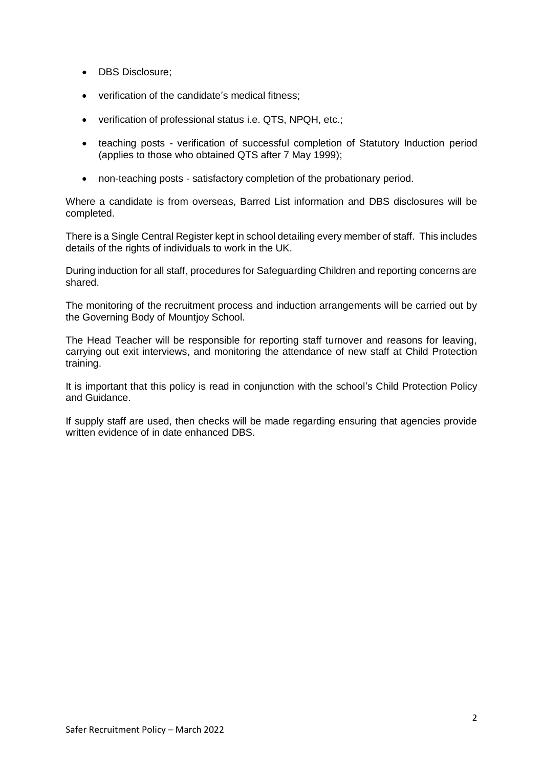- DBS Disclosure;
- verification of the candidate's medical fitness;
- verification of professional status i.e. QTS, NPQH, etc.;
- teaching posts - verification of successful completion of Statutory Induction period (applies to those who obtained QTS after 7 May 1999);
- non-teaching posts - satisfactory completion of the probationary period.

Where a candidate is from overseas, Barred List information and DBS disclosures will be completed.

There is a Single Central Register kept in school detailing every member of staff. This includes details of the rights of individuals to work in the UK.

During induction for all staff, procedures for Safeguarding Children and reporting concerns are shared.

The monitoring of the recruitment process and induction arrangements will be carried out by the Governing Body of Mountjoy School.

The Head Teacher will be responsible for reporting staff turnover and reasons for leaving, carrying out exit interviews, and monitoring the attendance of new staff at Child Protection training.

It is important that this policy is read in conjunction with the school's Child Protection Policy and Guidance.

If supply staff are used, then checks will be made regarding ensuring that agencies provide written evidence of in date enhanced DBS.